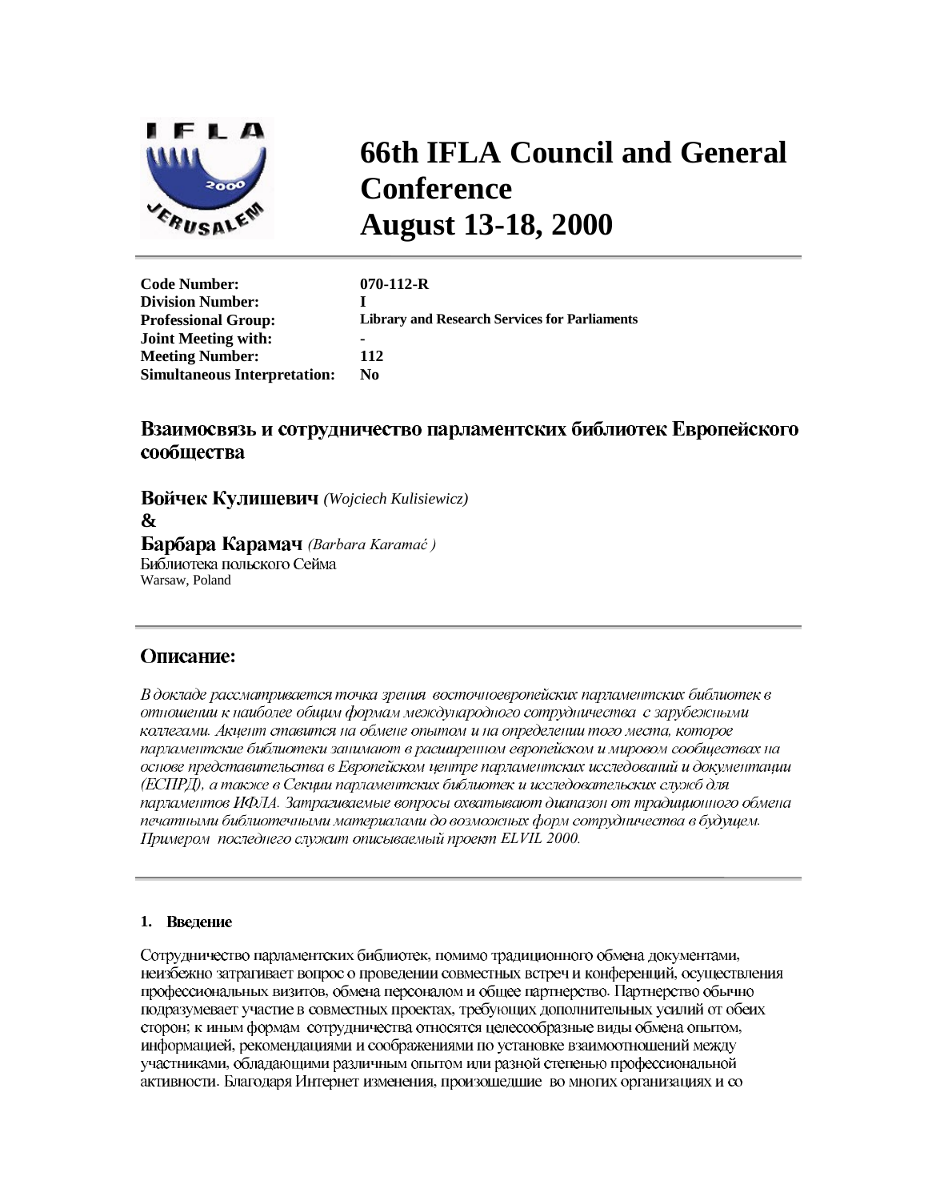# 66th IFLA Council and General Conference
# August 13-18, 2000

| | |
|---|---|
| **Code Number:** | **070-112-R** |
| **Division Number:** | **I** |
| **Professional Group:** | **Library and Research Services for Parliaments** |
| **Joint Meeting with:** | **-** |
| **Meeting Number:** | **112** |
| **Simultaneous Interpretation:** | **No** |

## Взаимосвязь и сотрудничество парламентских библиотек Европейского сообщества

**Войчек Кулишевич** *(Wojciech Kulisiewicz)*
**&**
**Барбара Карамач** *(Barbara Karamać )*
Библиотека польского Сейма
Warsaw, Poland

## Описание:

*В докладе рассматривается точка зрения восточноевропейских парламентских библиотек в отношении к наиболее общим формам международного сотрудничества с зарубежными коллегами. Акцент ставится на обмене опытом и на определении того места, которое парламентские библиотеки занимают в расширенном европейском и мировом сообществах на основе представительства в Европейском центре парламентских исследований и документации (ЕСПРД), а также в Секции парламентских библиотек и исследовательских служб для парламентов ИФЛА. Затрагиваемые вопросы охватывают диапазон от традиционного обмена печатными библиотечными материалами до возможных форм сотрудничества в будущем. Примером последнего служит описываемый проект ELVIL 2000.*

### 1. Введение

Сотрудничество парламентских библиотек, помимо традиционного обмена документами, неизбежно затрагивает вопрос о проведении совместных встреч и конференций, осуществления профессиональных визитов, обмена персоналом и общее партнерство. Партнерство обычно подразумевает участие в совместных проектах, требующих дополнительных усилий от обеих сторон; к иным формам сотрудничества относятся целесообразные виды обмена опытом, информацией, рекомендациями и соображениями по установке взаимоотношений между участниками, обладающими различным опытом или разной степенью профессиональной активности. Благодаря Интернет изменения, произошедшие во многих организациях и со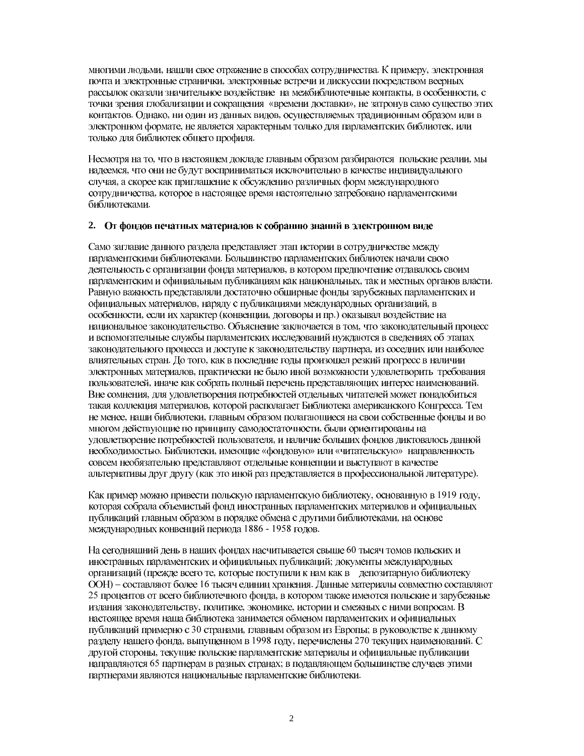многими людьми, нашли свое отражение в способах сотрудничества. К примеру, электронная почта и электронные странички, электронные встречи и дискуссии посредством веерных рассылок оказали значительное воздействие на межбиблиотечные контакты, в особенности, с точки зрения глобализации и сокращения «времени доставки», не затронув само существо этих контактов. Однако, ни один из данных видов, осуществляемых традиционным образом или в электронном формате, не является характерным только для парламентских библиотек, или только для библиотек общего профиля.

Несмотря на то, что в настоящем докладе главным образом разбираются польские реалии, мы надеемся, что они не будут восприниматься исключительно в качестве индивидуального случая, а скорее как приглашение к обсуждению различных форм международного сотрудничества, которое в настоящее время настоятельно затребовано парламентскими библиотеками.

## 2. От фондов печатных материалов к собранию знаний в электронном виде

Само заглавие данного раздела представляет этап истории в сотрудничестве между парламентскими библиотеками. Большинство парламентских библиотек начали свою деятельность с организации фонда материалов, в котором предпочтение отдавалось своим парламентским и официальным публикациям как национальных, так и местных органов власти. Равную важность представляли достаточно обширные фонды зарубежных парламентских и официальных материалов, наряду с публикациями международных организаций, в особенности, если их характер (конвенции, договоры и пр.) оказывал воздействие на национальное законодательство. Объяснение заключается в том, что законодательный процесс и вспомогательные службы парламентских исследований нуждаются в сведениях об этапах законодательного процесса и доступе к законодательству партнера, из соседних или наиболее влиятельных стран. До того, как в последние годы произошел резкий прогресс в наличии электронных материалов, практически не было иной возможности удовлетворить требования пользователей, иначе как собрать полный перечень представляющих интерес наименований. Вне сомнения, для удовлетворения потребностей отдельных читателей может понадобиться такая коллекция материалов, которой располагает Библиотека американского Конгресса. Тем не менее, наши библиотеки, главным образом полагающиеся на свои собственные фонды и во многом действующие по принципу самодостаточности, были ориентированы на удовлетворение потребностей пользователя, и наличие больших фондов диктовалось данной необходимостью. Библиотеки, имеющие «фондовую» или «читательскую» направленность совсем необязательно представляют отдельные концепции и выступают в качестве альтернативы друг другу (как это иной раз представляется в профессиональной литературе).

Как пример можно привести польскую парламентскую библиотеку, основанную в 1919 году, которая собрала объемистый фонд иностранных парламентских материалов и официальных публикаций главным образом в порядке обмена с другими библиотеками, на основе международных конвенций периода 1886 - 1958 годов.

На сегодняшний день в наших фондах насчитывается свыше 60 тысяч томов польских и иностранных парламентских и официальных публикаций; документы международных организаций (прежде всего те, которые поступили к нам как в депозитарную библиотеку ООН) – составляют более 16 тысяч единиц хранения. Данные материалы совместно составляют 25 процентов от всего библиотечного фонда, в котором также имеются польские и зарубежные издания законодательству, политике, экономике, истории и смежных с ними вопросам. В настоящее время наша библиотека занимается обменом парламентских и официальных публикаций примерно с 30 странами, главным образом из Европы; в руководстве к данному разделу нашего фонда, выпущенном в 1998 году, перечислены 270 текущих наименований. С другой стороны, текущие польские парламентские материалы и официальные публикации направляются 65 партнерам в разных странах; в подавляющем большинстве случаев этими партнерами являются национальные парламентские библиотеки.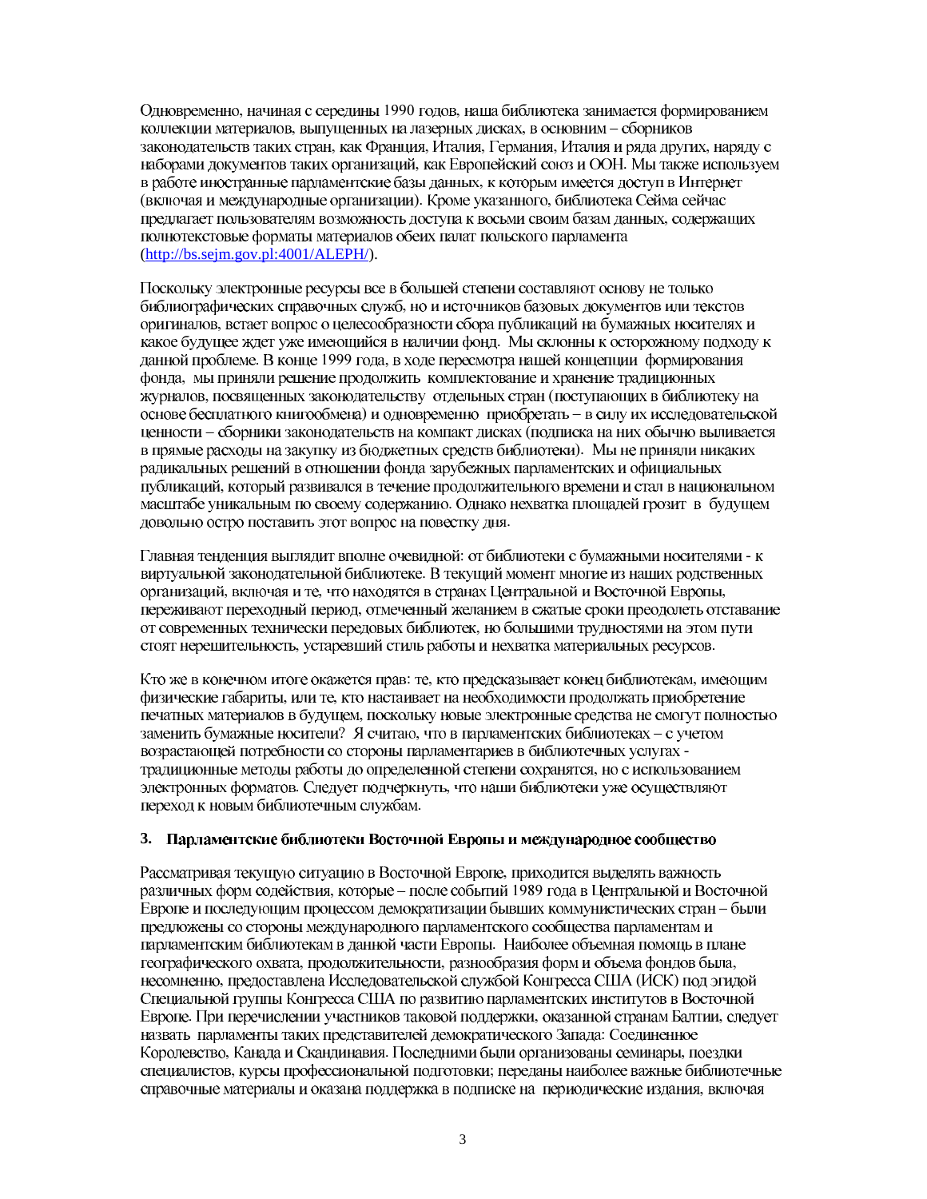Одновременно, начиная с середины 1990 годов, наша библиотека занимается формированием коллекции материалов, выпущенных на лазерных дисках, в основним – сборников законодательств таких стран, как Франция, Италия, Германия, Италия и ряда других, наряду с наборами документов таких организаций, как Европейский союз и ООН. Мы также используем в работе иностранные парламентские базы данных, к которым имеется доступ в Интернет (включая и международные организации). Кроме указанного, библиотека Сейма сейчас предлагает пользователям возможность доступа к восьми своим базам данных, содержащих полнотекстовые форматы материалов обеих палат польского парламента (http://bs.sejm.gov.pl:4001/ALEPH/).

Поскольку электронные ресурсы все в большей степени составляют основу не только библиографических справочных служб, но и источников базовых документов или текстов оригиналов, встает вопрос о целесообразности сбора публикаций на бумажных носителях и какое будущее ждет уже имеющийся в наличии фонд. Мы склонны к осторожному подходу к данной проблеме. В конце 1999 года, в ходе пересмотра нашей концепции формирования фонда, мы приняли решение продолжить комплектование и хранение традиционных журналов, посвященных законодательству отдельных стран (поступающих в библиотеку на основе бесплатного книгообмена) и одновременно приобретать – в силу их исследовательской ценности – сборники законодательств на компакт дисках (подписка на них обычно выливается в прямые расходы на закупку из бюджетных средств библиотеки). Мы не приняли никаких радикальных решений в отношении фонда зарубежных парламентских и официальных публикаций, который развивался в течение продолжительного времени и стал в национальном масштабе уникальным по своему содержанию. Однако нехватка площадей грозит в будущем довольно остро поставить этот вопрос на повестку дня.

Главная тенденция выглядит вполне очевидной: от библиотеки с бумажными носителями - к виртуальной законодательной библиотеке. В текущий момент многие из наших родственных организаций, включая и те, что находятся в странах Центральной и Восточной Европы, переживают переходный период, отмеченный желанием в сжатые сроки преодолеть отставание от современных технически передовых библиотек, но большими трудностями на этом пути стоят нерешительность, устаревший стиль работы и нехватка материальных ресурсов.

Кто же в конечном итоге окажется прав: те, кто предсказывает конец библиотекам, имеющим физические габариты, или те, кто настаивает на необходимости продолжать приобретение печатных материалов в будущем, поскольку новые электронные средства не смогут полностью заменить бумажные носители? Я считаю, что в парламентских библиотеках – с учетом возрастающей потребности со стороны парламентариев в библиотечных услугах - традиционные методы работы до определенной степени сохранятся, но с использованием электронных форматов. Следует подчеркнуть, что наши библиотеки уже осуществляют переход к новым библиотечным службам.

### 3. Парламентские библиотеки Восточной Европы и международное сообщество

Рассматривая текущую ситуацию в Восточной Европе, приходится выделять важность различных форм содействия, которые – после событий 1989 года в Центральной и Восточной Европе и последующим процессом демократизации бывших коммунистических стран – были предложены со стороны международного парламентского сообщества парламентам и парламентским библиотекам в данной части Европы. Наиболее объемная помощь в плане географического охвата, продолжительности, разнообразия форм и объема фондов была, несомненно, предоставлена Исследовательской службой Конгресса США (ИСК) под эгидой Специальной группы Конгресса США по развитию парламентских институтов в Восточной Европе. При перечислении участников таковой поддержки, оказанной странам Балтии, следует назвать парламенты таких представителей демократического Запада: Соединенное Королевство, Канада и Скандинавия. Последними были организованы семинары, поездки специалистов, курсы профессиональной подготовки; переданы наиболее важные библиотечные справочные материалы и оказана поддержка в подписке на периодические издания, включая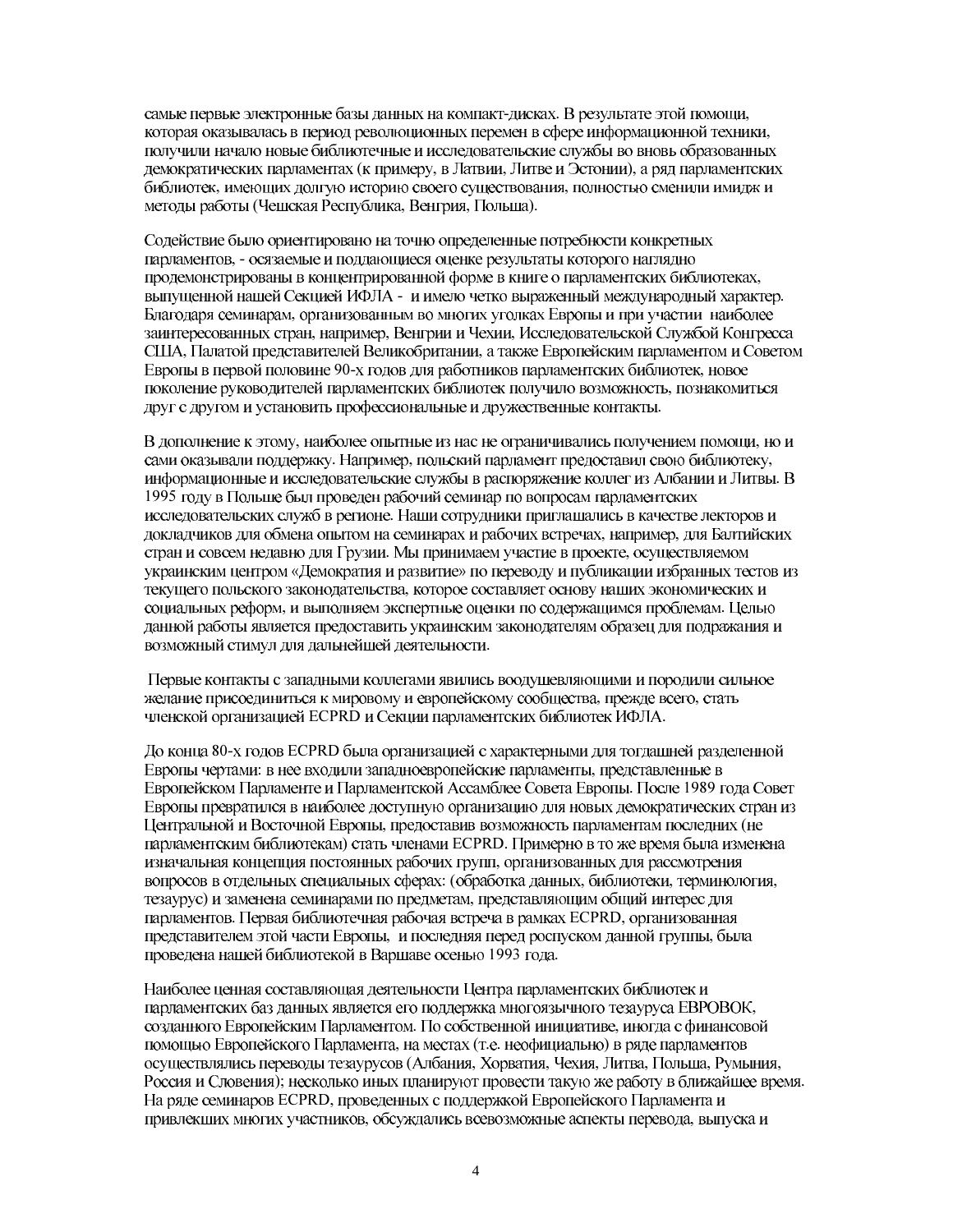самые первые электронные базы данных на компакт-дисках. В результате этой помощи, которая оказывалась в период революционных перемен в сфере информационной техники, получили начало новые библиотечные и исследовательские службы во вновь образованных демократических парламентах (к примеру, в Латвии, Литве и Эстонии), а ряд парламентских библиотек, имеющих долгую историю своего существования, полностью сменили имидж и методы работы (Чешская Республика, Венгрия, Польша).

Содействие было ориентировано на точно определенные потребности конкретных парламентов, - осязаемые и поддающиеся оценке результаты которого наглядно продемонстрированы в концентрированной форме в книге о парламентских библиотеках, выпущенной нашей Секцией ИФЛА - и имело четко выраженный международный характер. Благодаря семинарам, организованным во многих уголках Европы и при участии наиболее заинтересованных стран, например, Венгрии и Чехии, Исследовательской Службой Конгресса США, Палатой представителей Великобритании, а также Европейским парламентом и Советом Европы в первой половине 90-х годов для работников парламентских библиотек, новое поколение руководителей парламентских библиотек получило возможность, познакомиться друг с другом и установить профессиональные и дружественные контакты.

В дополнение к этому, наиболее опытные из нас не ограничивались получением помощи, но и сами оказывали поддержку. Например, польский парламент предоставил свою библиотеку, информационные и исследовательские службы в распоряжение коллег из Албании и Литвы. В 1995 году в Польше был проведен рабочий семинар по вопросам парламентских исследовательских служб в регионе. Наши сотрудники приглашались в качестве лекторов и докладчиков для обмена опытом на семинарах и рабочих встречах, например, для Балтийских стран и совсем недавно для Грузии. Мы принимаем участие в проекте, осуществляемом украинским центром «Демократия и развитие» по переводу и публикации избранных тестов из текущего польского законодательства, которое составляет основу наших экономических и социальных реформ, и выполняем экспертные оценки по содержащимся проблемам. Целью данной работы является предоставить украинским законодателям образец для подражания и возможный стимул для дальнейшей деятельности.

Первые контакты с западными коллегами явились воодушевляющими и породили сильное желание присоединиться к мировому и европейскому сообщества, прежде всего, стать членской организацией ECPRD и Секции парламентских библиотек ИФЛА.

До конца 80-х годов ECPRD была организацией с характерными для тогдашней разделенной Европы чертами: в нее входили западноевропейские парламенты, представленные в Европейском Парламенте и Парламентской Ассамблее Совета Европы. После 1989 года Совет Европы превратился в наиболее доступную организацию для новых демократических стран из Центральной и Восточной Европы, предоставив возможность парламентам последних (не парламентским библиотекам) стать членами ECPRD. Примерно в то же время была изменена изначальная концепция постоянных рабочих групп, организованных для рассмотрения вопросов в отдельных специальных сферах: (обработка данных, библиотеки, терминология, тезаурус) и заменена семинарами по предметам, представляющим общий интерес для парламентов. Первая библиотечная рабочая встреча в рамках ECPRD, организованная представителем этой части Европы, и последняя перед роспуском данной группы, была проведена нашей библиотекой в Варшаве осенью 1993 года.

Наиболее ценная составляющая деятельности Центра парламентских библиотек и парламентских баз данных является его поддержка многоязычного тезауруса ЕВРОВОК, созданного Европейским Парламентом. По собственной инициативе, иногда с финансовой помощью Европейского Парламента, на местах (т.е. неофициально) в ряде парламентов осуществлялись переводы тезаурусов (Албания, Хорватия, Чехия, Литва, Польша, Румыния, Россия и Словения); несколько иных планируют провести такую же работу в ближайшее время. На ряде семинаров ECPRD, проведенных с поддержкой Европейского Парламента и привлекших многих участников, обсуждались всевозможные аспекты перевода, выпуска и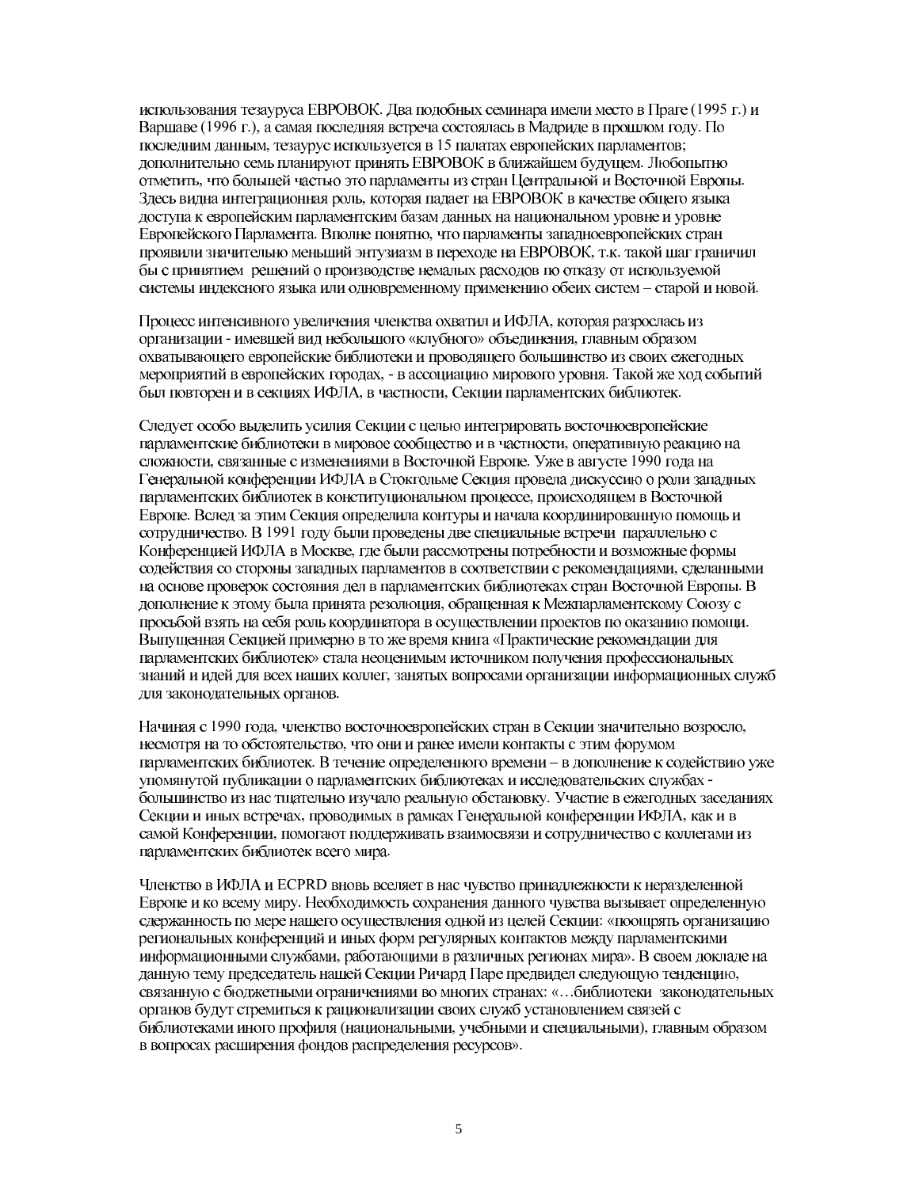использования тезауруса ЕВРОВОК. Два подобных семинара имели место в Праге (1995 г.) и Варшаве (1996 г.), а самая последняя встреча состоялась в Мадриде в прошлом году. По последним данным, тезаурус используется в 15 палатах европейских парламентов; дополнительно семь планируют принять ЕВРОВОК в ближайшем будущем. Любопытно отметить, что большей частью это парламенты из стран Центральной и Восточной Европы. Здесь видна интеграционная роль, которая падает на ЕВРОВОК в качестве общего языка доступа к европейским парламентским базам данных на национальном уровне и уровне Европейского Парламента. Вполне понятно, что парламенты западноевропейских стран проявили значительно меньший энтузиазм в переходе на ЕВРОВОК, т.к. такой шаг граничил бы с принятием решений о производстве немалых расходов по отказу от используемой системы индексного языка или одновременному применению обеих систем – старой и новой.

Процесс интенсивного увеличения членства охватил и ИФЛА, которая разрослась из организации - имевшей вид небольшого «клубного» объединения, главным образом охватывающего европейские библиотеки и проводящего большинство из своих ежегодных мероприятий в европейских городах, - в ассоциацию мирового уровня. Такой же ход событий был повторен и в секциях ИФЛА, в частности, Секции парламентских библиотек.

Следует особо выделить усилия Секции с целью интегрировать восточноевропейские парламентские библиотеки в мировое сообщество и в частности, оперативную реакцию на сложности, связанные с изменениями в Восточной Европе. Уже в августе 1990 года на Генеральной конференции ИФЛА в Стокгольме Секция провела дискуссию о роли западных парламентских библиотек в конституционном процессе, происходящем в Восточной Европе. Вслед за этим Секция определила контуры и начала координированную помощь и сотрудничество. В 1991 году были проведены две специальные встречи параллельно с Конференцией ИФЛА в Москве, где были рассмотрены потребности и возможные формы содействия со стороны западных парламентов в соответствии с рекомендациями, сделанными на основе проверок состояния дел в парламентских библиотеках стран Восточной Европы. В дополнение к этому была принята резолюция, обращенная к Межпарламентскому Союзу с просьбой взять на себя роль координатора в осуществлении проектов по оказанию помощи. Выпущенная Секцией примерно в то же время книга «Практические рекомендации для парламентских библиотек» стала неоценимым источником получения профессиональных знаний и идей для всех наших коллег, занятых вопросами организации информационных служб для законодательных органов.

Начиная с 1990 года, членство восточноевропейских стран в Секции значительно возросло, несмотря на то обстоятельство, что они и ранее имели контакты с этим форумом парламентских библиотек. В течение определенного времени – в дополнение к содействию уже упомянутой публикации о парламентских библиотеках и исследовательских службах - большинство из нас тщательно изучало реальную обстановку. Участие в ежегодных заседаниях Секции и иных встречах, проводимых в рамках Генеральной конференции ИФЛА, как и в самой Конференции, помогают поддерживать взаимосвязи и сотрудничество с коллегами из парламентских библиотек всего мира.

Членство в ИФЛА и ECPRD вновь вселяет в нас чувство принадлежности к неразделенной Европе и ко всему миру. Необходимость сохранения данного чувства вызывает определенную сдержанность по мере нашего осуществления одной из целей Секции: «поощрять организацию региональных конференций и иных форм регулярных контактов между парламентскими информационными службами, работающими в различных регионах мира». В своем докладе на данную тему председатель нашей Секции Ричард Паре предвидел следующую тенденцию, связанную с бюджетными ограничениями во многих странах: «…библиотеки законодательных органов будут стремиться к рационализации своих служб установлением связей с библиотеками иного профиля (национальными, учебными и специальными), главным образом в вопросах расширения фондов распределения ресурсов».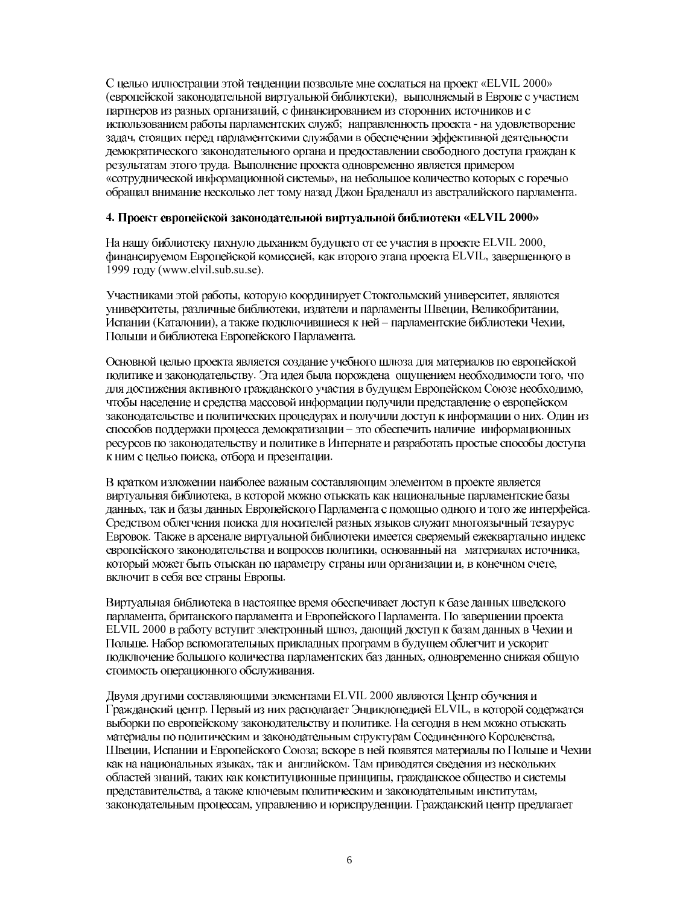С целью иллюстрации этой тенденции позвольте мне сослаться на проект «ELVIL 2000» (европейской законодательной виртуальной библиотеки), выполняемый в Европе с участием партнеров из разных организаций, с финансированием из сторонних источников и с использованием работы парламентских служб; направленность проекта - на удовлетворение задач, стоящих перед парламентскими службами в обеспечении эффективной деятельности демократического законодательного органа и предоставлении свободного доступа граждан к результатам этого труда. Выполнение проекта одновременно является примером «сотруднической информационной системы», на небольшое количество которых с горечью обращал внимание несколько лет тому назад Джон Браденалл из австралийского парламента.

#### 4. Проект европейской законодательной виртуальной библиотеки «ELVIL 2000»

На нашу библиотеку пахнуло дыханием будущего от ее участия в проекте ELVIL 2000, финансируемом Европейской комиссией, как второго этапа проекта ELVIL, завершенного в 1999 году (www.elvil.sub.su.se).

Участниками этой работы, которую координирует Стокгольмский университет, являются университеты, различные библиотеки, издатели и парламенты Швеции, Великобритании, Испании (Каталонии), а также подключившиеся к ней – парламентские библиотеки Чехии, Польши и библиотека Европейского Парламента.

Основной целью проекта является создание учебного шлюза для материалов по европейской политике и законодательству. Эта идея была порождена ощущением необходимости того, что для достижения активного гражданского участия в будущем Европейском Союзе необходимо, чтобы население и средства массовой информации получили представление о европейском законодательстве и политических процедурах и получили доступ к информации о них. Один из способов поддержки процесса демократизации – это обеспечить наличие информационных ресурсов по законодательству и политике в Интернете и разработать простые способы доступа к ним с целью поиска, отбора и презентации.

В кратком изложении наиболее важным составляющим элементом в проекте является виртуальная библиотека, в которой можно отыскать как национальные парламентские базы данных, так и базы данных Европейского Парламента с помощью одного и того же интерфейса. Средством облегчения поиска для носителей разных языков служит многоязычный тезаурус Евровок. Также в арсенале виртуальной библиотеки имеется сверяемый ежеквартально индекс европейского законодательства и вопросов политики, основанный на материалах источника, который может быть отыскан по параметру страны или организации и, в конечном счете, включит в себя все страны Европы.

Виртуальная библиотека в настоящее время обеспечивает доступ к базе данных шведского парламента, британского парламента и Европейского Парламента. По завершении проекта ELVIL 2000 в работу вступит электронный шлюз, дающий доступ к базам данных в Чехии и Польше. Набор вспомогательных прикладных программ в будущем облегчит и ускорит подключение большего количества парламентских баз данных, одновременно снижая общую стоимость операционного обслуживания.

Двумя другими составляющими элементами ELVIL 2000 являются Центр обучения и Гражданский центр. Первый из них располагает Энциклопедией ELVIL, в которой содержатся выборки по европейскому законодательству и политике. На сегодня в нем можно отыскать материалы по политическим и законодательным структурам Соединенного Королевства, Швеции, Испании и Европейского Союза; вскоре в ней появятся материалы по Польше и Чехии как на национальных языках, так и английском. Там приводятся сведения из нескольких областей знаний, таких как конституционные принципы, гражданское общество и системы представительства, а также ключевым политическим и законодательным институтам, законодательным процессам, управлению и юриспруденции. Гражданский центр предлагает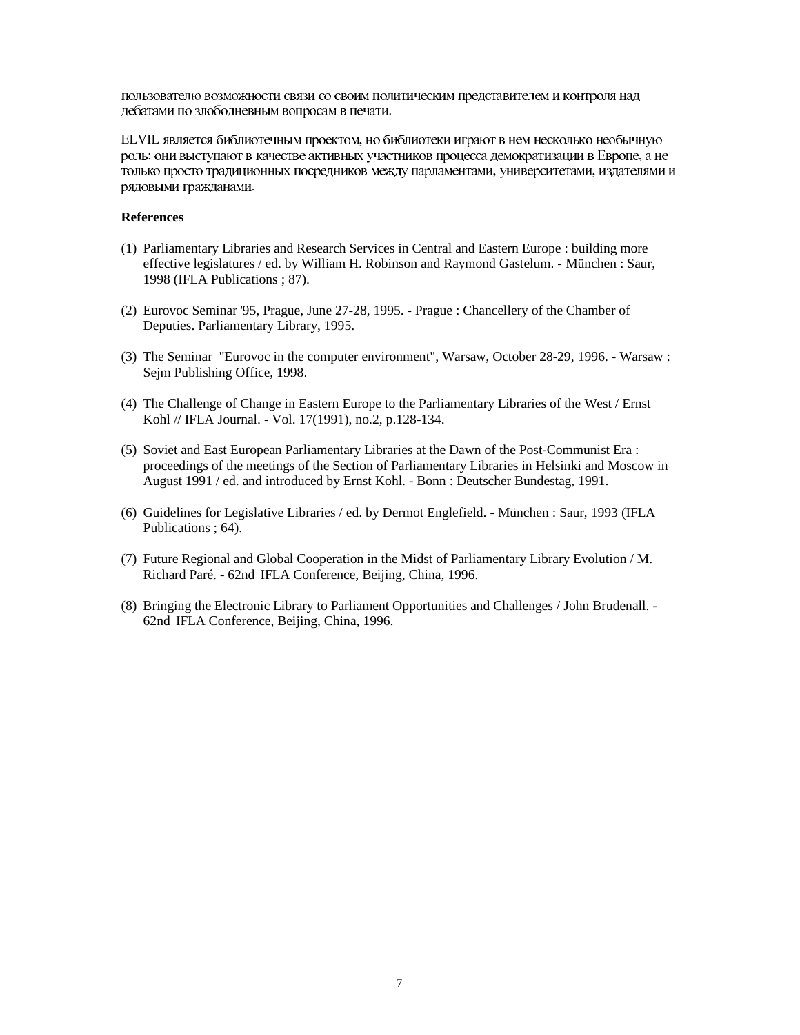пользователю возможности связи со своим политическим представителем и контроля над дебатами по злободневным вопросам в печати.

ELVIL является библиотечным проектом, но библиотеки играют в нем несколько необычную роль: они выступают в качестве активных участников процесса демократизации в Европе, а не только просто традиционных посредников между парламентами, университетами, издателями и рядовыми гражданами.

**References**

(1) Parliamentary Libraries and Research Services in Central and Eastern Europe : building more effective legislatures / ed. by William H. Robinson and Raymond Gastelum. - München : Saur, 1998 (IFLA Publications ; 87).

(2) Eurovoc Seminar '95, Prague, June 27-28, 1995. - Prague : Chancellery of the Chamber of Deputies. Parliamentary Library, 1995.

(3) The Seminar "Eurovoc in the computer environment", Warsaw, October 28-29, 1996. - Warsaw : Sejm Publishing Office, 1998.

(4) The Challenge of Change in Eastern Europe to the Parliamentary Libraries of the West / Ernst Kohl // IFLA Journal. - Vol. 17(1991), no.2, p.128-134.

(5) Soviet and East European Parliamentary Libraries at the Dawn of the Post-Communist Era : proceedings of the meetings of the Section of Parliamentary Libraries in Helsinki and Moscow in August 1991 / ed. and introduced by Ernst Kohl. - Bonn : Deutscher Bundestag, 1991.

(6) Guidelines for Legislative Libraries / ed. by Dermot Englefield. - München : Saur, 1993 (IFLA Publications ; 64).

(7) Future Regional and Global Cooperation in the Midst of Parliamentary Library Evolution / M. Richard Paré. - 62nd IFLA Conference, Beijing, China, 1996.

(8) Bringing the Electronic Library to Parliament Opportunities and Challenges / John Brudenall. - 62nd IFLA Conference, Beijing, China, 1996.